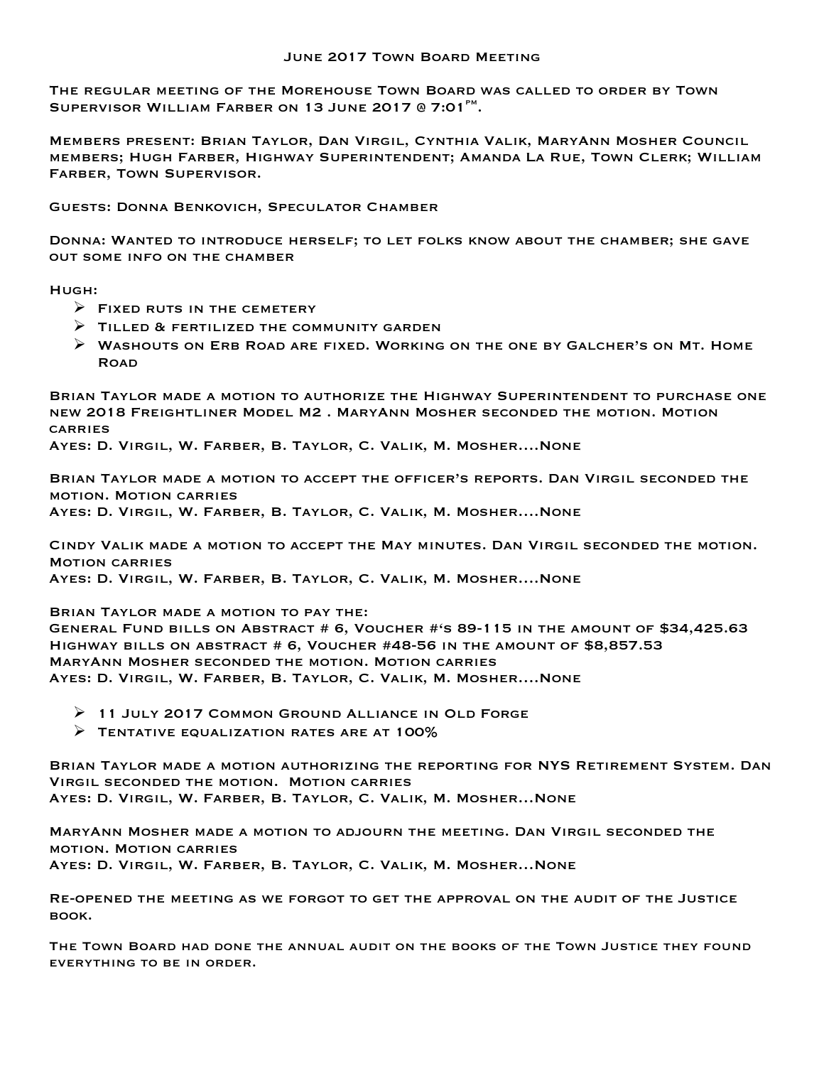# June 2017 Town Board Meeting

The regular meeting of the Morehouse Town Board was called to order by Town Supervisor William Farber on 13 June 2017 @ 7:01$^{pm}$.

Members present: Brian Taylor, Dan Virgil, Cynthia Valik, MaryAnn Mosher Council members; Hugh Farber, Highway Superintendent; Amanda La Rue, Town Clerk; William Farber, Town Supervisor.

Guests: Donna Benkovich, Speculator Chamber

Donna: Wanted to introduce herself; to let folks know about the chamber; she gave out some info on the chamber

Hugh:

- Fixed ruts in the cemetery
- Tilled & fertilized the community garden
- Washouts on Erb Road are fixed. Working on the one by Galcher's on Mt. Home Road

Brian Taylor made a motion to authorize the Highway Superintendent to purchase one new 2018 Freightliner Model M2 . MaryAnn Mosher seconded the motion. Motion carries
Ayes: D. Virgil, W. Farber, B. Taylor, C. Valik, M. Mosher....None

Brian Taylor made a motion to accept the officer's reports. Dan Virgil seconded the motion. Motion carries
Ayes: D. Virgil, W. Farber, B. Taylor, C. Valik, M. Mosher....None

Cindy Valik made a motion to accept the May minutes. Dan Virgil seconded the motion. Motion carries
Ayes: D. Virgil, W. Farber, B. Taylor, C. Valik, M. Mosher....None

Brian Taylor made a motion to pay the:
General Fund bills on Abstract # 6, Voucher #'s 89-115 in the amount of $34,425.63
Highway bills on abstract # 6, Voucher #48-56 in the amount of $8,857.53
MaryAnn Mosher seconded the motion. Motion carries
Ayes: D. Virgil, W. Farber, B. Taylor, C. Valik, M. Mosher....None

- 11 July 2017 Common Ground Alliance in Old Forge
- Tentative equalization rates are at 100%

Brian Taylor made a motion authorizing the reporting for NYS Retirement System. Dan Virgil seconded the motion. Motion carries
Ayes: D. Virgil, W. Farber, B. Taylor, C. Valik, M. Mosher...None

MaryAnn Mosher made a motion to adjourn the meeting. Dan Virgil seconded the motion. Motion carries
Ayes: D. Virgil, W. Farber, B. Taylor, C. Valik, M. Mosher...None

Re-opened the meeting as we forgot to get the approval on the audit of the Justice book.

The Town Board had done the annual audit on the books of the Town Justice they found everything to be in order.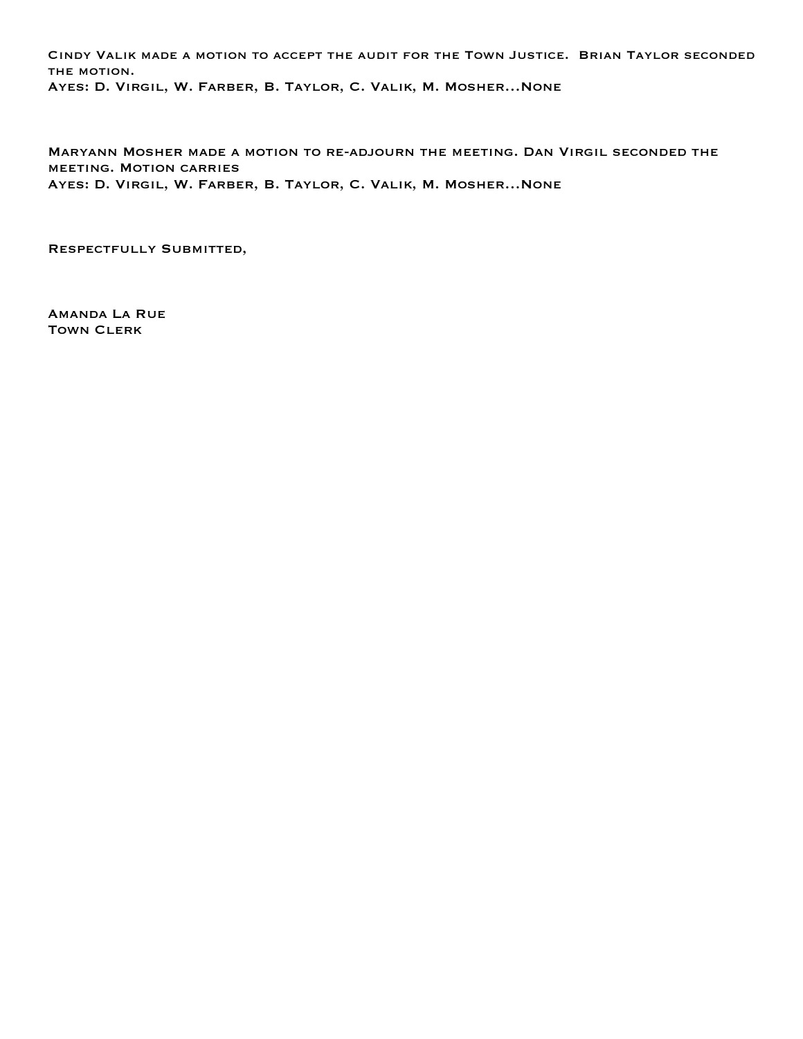Cindy Valik made a motion to accept the audit for the Town Justice. Brian Taylor seconded the motion.
Ayes: D. Virgil, W. Farber, B. Taylor, C. Valik, M. Mosher...None

Maryann Mosher made a motion to re-adjourn the meeting. Dan Virgil seconded the meeting. Motion carries
Ayes: D. Virgil, W. Farber, B. Taylor, C. Valik, M. Mosher...None

Respectfully Submitted,

Amanda La Rue
Town Clerk